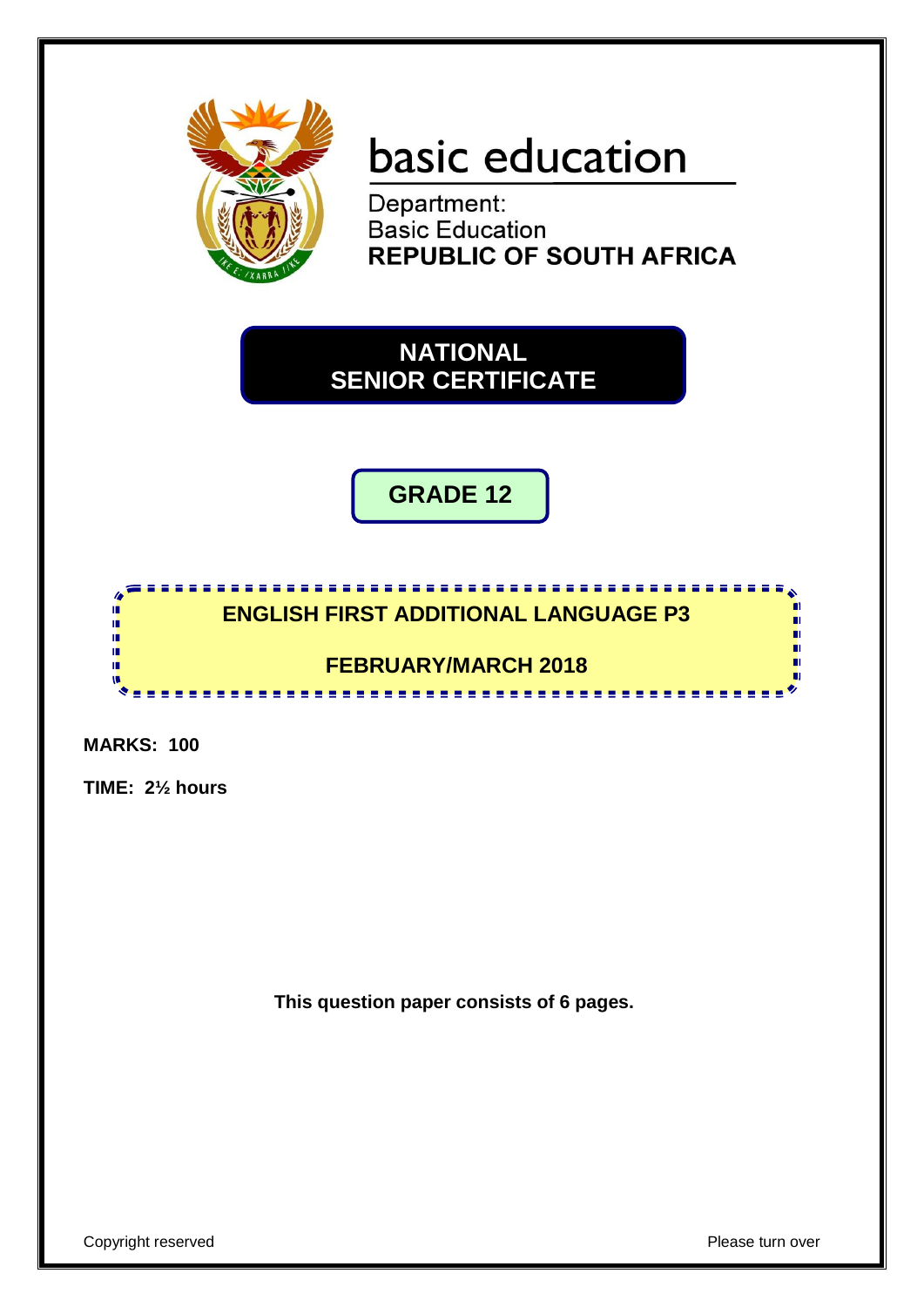basic education

Department:
Basic Education
**REPUBLIC OF SOUTH AFRICA**

# NATIONAL SENIOR CERTIFICATE

## GRADE 12

## ENGLISH FIRST ADDITIONAL LANGUAGE P3

## FEBRUARY/MARCH 2018

**MARKS: 100**

**TIME: 2½ hours**

**This question paper consists of 6 pages.**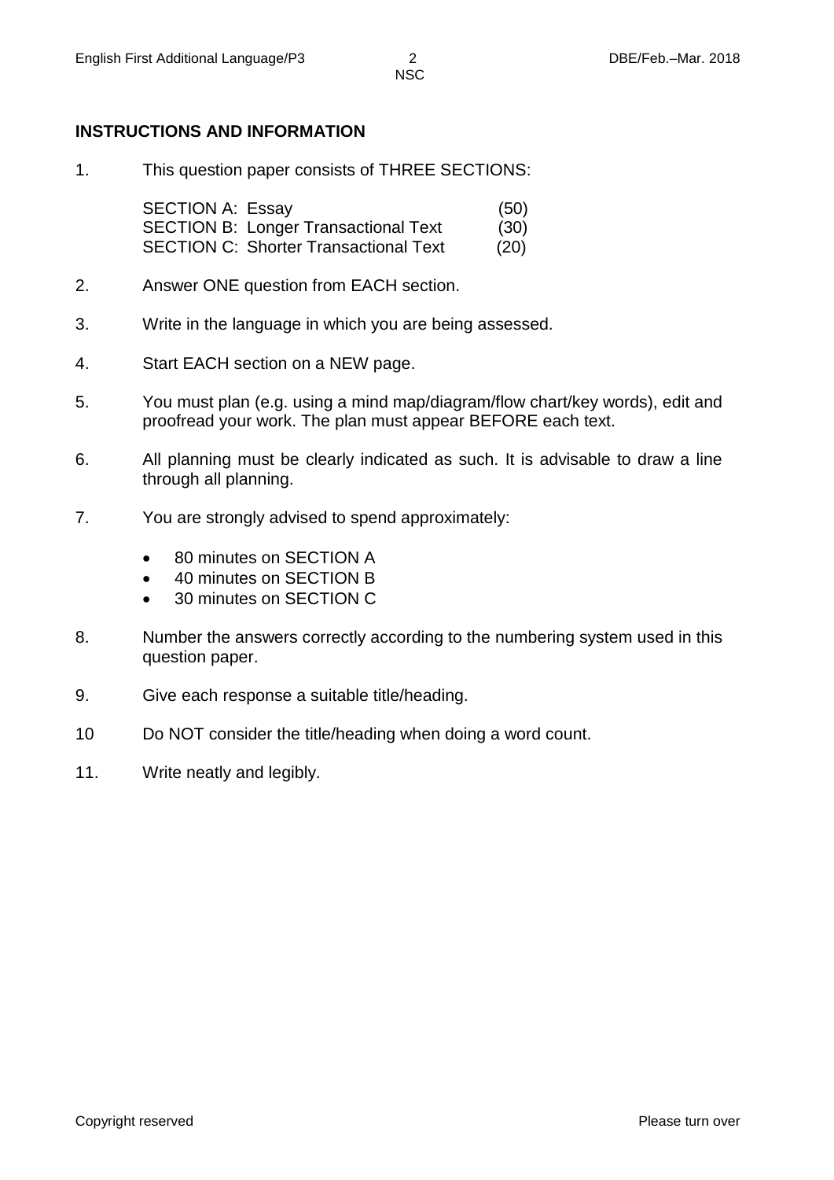**INSTRUCTIONS AND INFORMATION**

1. This question paper consists of THREE SECTIONS:

| | |
|---|---|
| SECTION A: Essay | (50) |
| SECTION B: Longer Transactional Text | (30) |
| SECTION C: Shorter Transactional Text | (20) |

2. Answer ONE question from EACH section.

3. Write in the language in which you are being assessed.

4. Start EACH section on a NEW page.

5. You must plan (e.g. using a mind map/diagram/flow chart/key words), edit and proofread your work. The plan must appear BEFORE each text.

6. All planning must be clearly indicated as such. It is advisable to draw a line through all planning.

7. You are strongly advised to spend approximately:
   - 80 minutes on SECTION A
   - 40 minutes on SECTION B
   - 30 minutes on SECTION C

8. Number the answers correctly according to the numbering system used in this question paper.

9. Give each response a suitable title/heading.

10 Do NOT consider the title/heading when doing a word count.

11. Write neatly and legibly.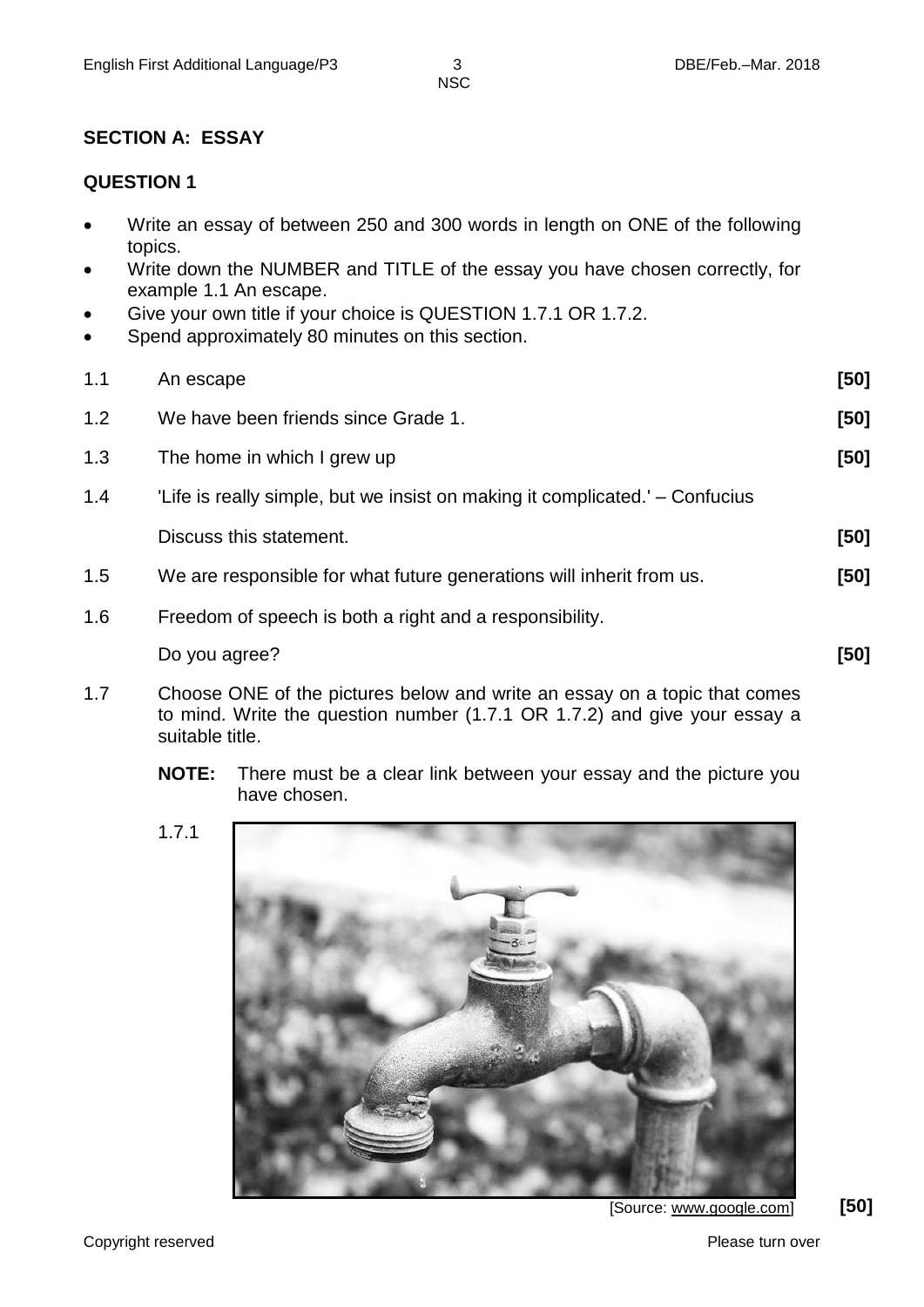## SECTION A: ESSAY

### QUESTION 1

- Write an essay of between 250 and 300 words in length on ONE of the following topics.
- Write down the NUMBER and TITLE of the essay you have chosen correctly, for example 1.1 An escape.
- Give your own title if your choice is QUESTION 1.7.1 OR 1.7.2.
- Spend approximately 80 minutes on this section.

1.1 An escape **[50]**

1.2 We have been friends since Grade 1. **[50]**

1.3 The home in which I grew up **[50]**

1.4 'Life is really simple, but we insist on making it complicated.' – Confucius

Discuss this statement. **[50]**

1.5 We are responsible for what future generations will inherit from us. **[50]**

1.6 Freedom of speech is both a right and a responsibility.

Do you agree? **[50]**

1.7 Choose ONE of the pictures below and write an essay on a topic that comes to mind. Write the question number (1.7.1 OR 1.7.2) and give your essay a suitable title.

**NOTE:** There must be a clear link between your essay and the picture you have chosen.

1.7.1

[Source: www.google.com] **[50]**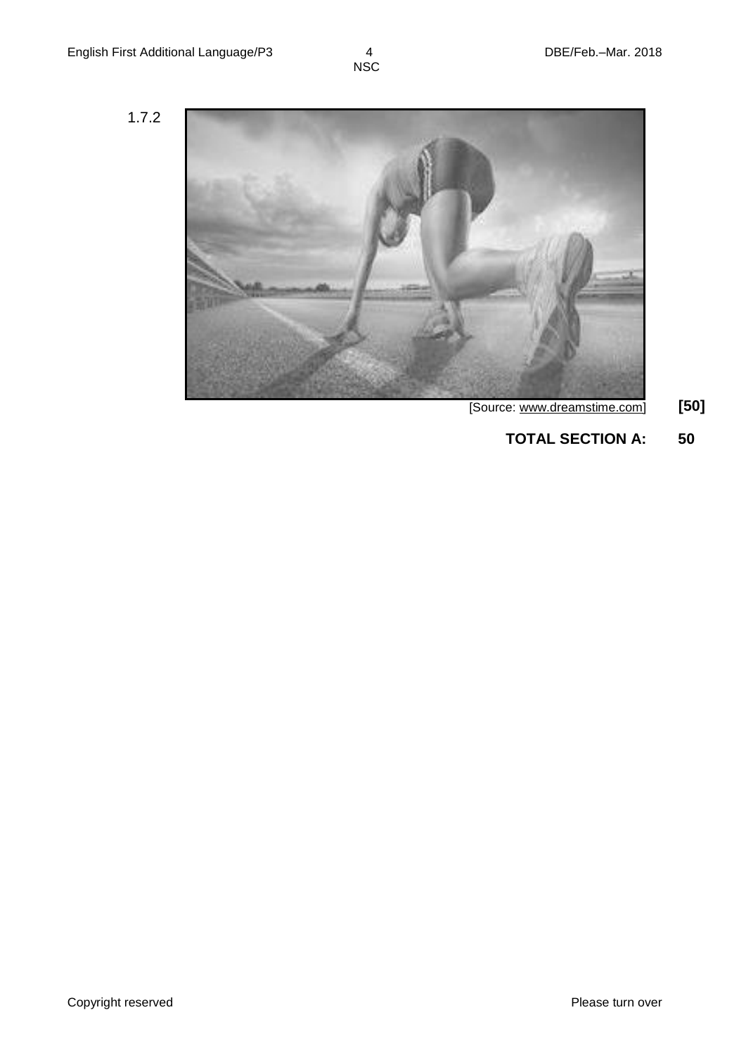1.7.2

[Source: www.dreamstime.com] **[50]**

**TOTAL SECTION A: 50**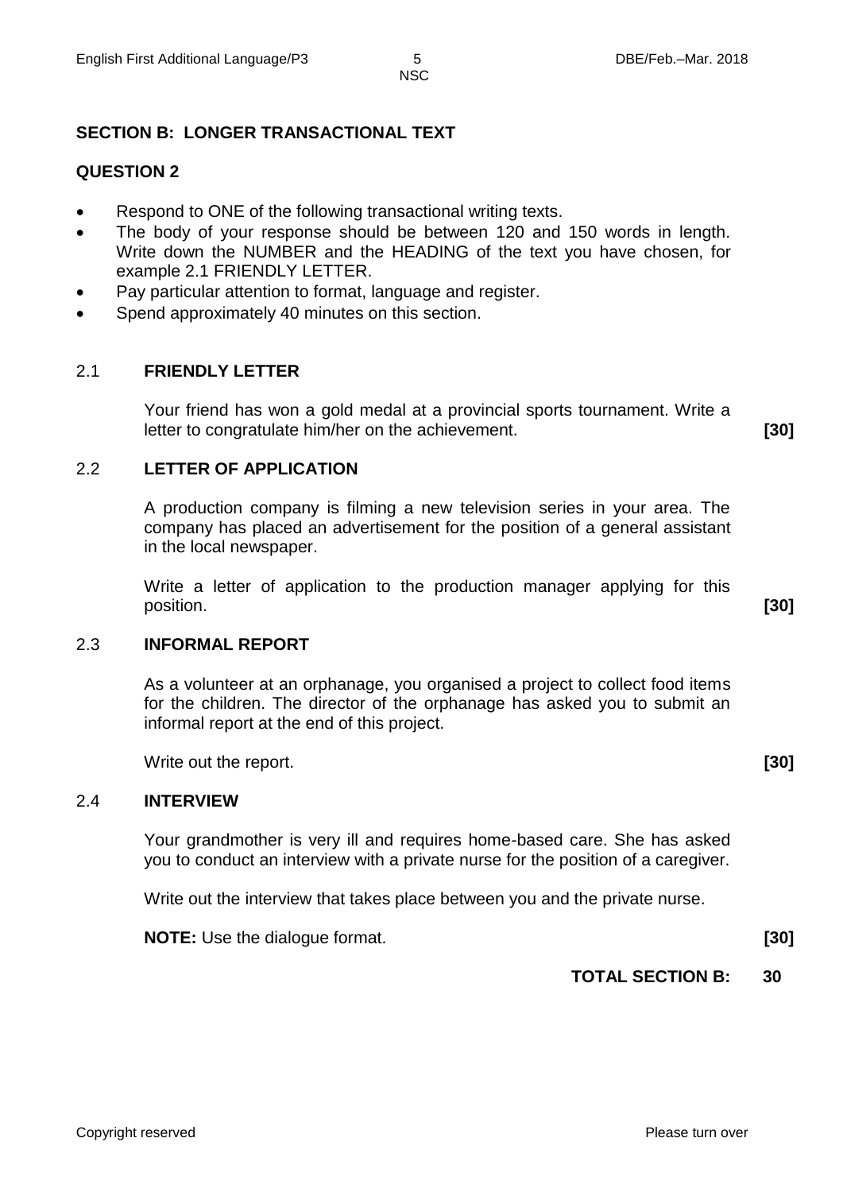## SECTION B: LONGER TRANSACTIONAL TEXT

### QUESTION 2

- Respond to ONE of the following transactional writing texts.
- The body of your response should be between 120 and 150 words in length. Write down the NUMBER and the HEADING of the text you have chosen, for example 2.1 FRIENDLY LETTER.
- Pay particular attention to format, language and register.
- Spend approximately 40 minutes on this section.

### 2.1 FRIENDLY LETTER

Your friend has won a gold medal at a provincial sports tournament. Write a letter to congratulate him/her on the achievement. **[30]**

### 2.2 LETTER OF APPLICATION

A production company is filming a new television series in your area. The company has placed an advertisement for the position of a general assistant in the local newspaper.

Write a letter of application to the production manager applying for this position. **[30]**

### 2.3 INFORMAL REPORT

As a volunteer at an orphanage, you organised a project to collect food items for the children. The director of the orphanage has asked you to submit an informal report at the end of this project.

Write out the report. **[30]**

### 2.4 INTERVIEW

Your grandmother is very ill and requires home-based care. She has asked you to conduct an interview with a private nurse for the position of a caregiver.

Write out the interview that takes place between you and the private nurse.

**NOTE:** Use the dialogue format. **[30]**

**TOTAL SECTION B: 30**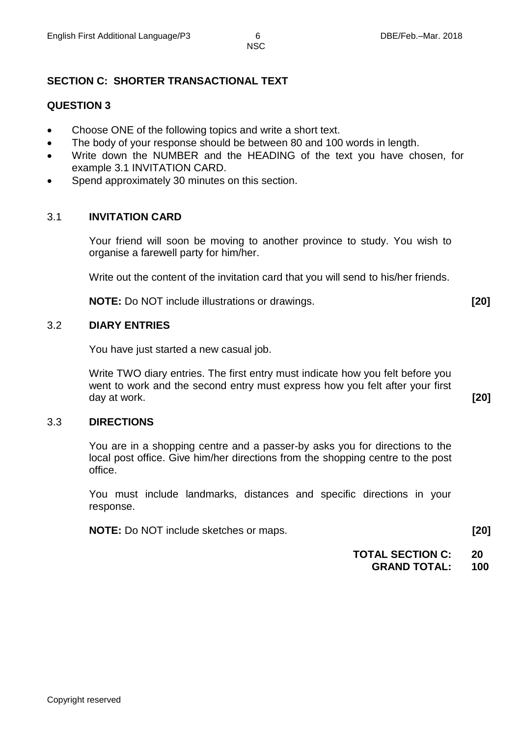## SECTION C: SHORTER TRANSACTIONAL TEXT

### QUESTION 3

- Choose ONE of the following topics and write a short text.
- The body of your response should be between 80 and 100 words in length.
- Write down the NUMBER and the HEADING of the text you have chosen, for example 3.1 INVITATION CARD.
- Spend approximately 30 minutes on this section.

### 3.1 INVITATION CARD

Your friend will soon be moving to another province to study. You wish to organise a farewell party for him/her.

Write out the content of the invitation card that you will send to his/her friends.

**NOTE:** Do NOT include illustrations or drawings. **[20]**

### 3.2 DIARY ENTRIES

You have just started a new casual job.

Write TWO diary entries. The first entry must indicate how you felt before you went to work and the second entry must express how you felt after your first day at work. **[20]**

### 3.3 DIRECTIONS

You are in a shopping centre and a passer-by asks you for directions to the local post office. Give him/her directions from the shopping centre to the post office.

You must include landmarks, distances and specific directions in your response.

**NOTE:** Do NOT include sketches or maps. **[20]**

**TOTAL SECTION C: 20**
**GRAND TOTAL: 100**